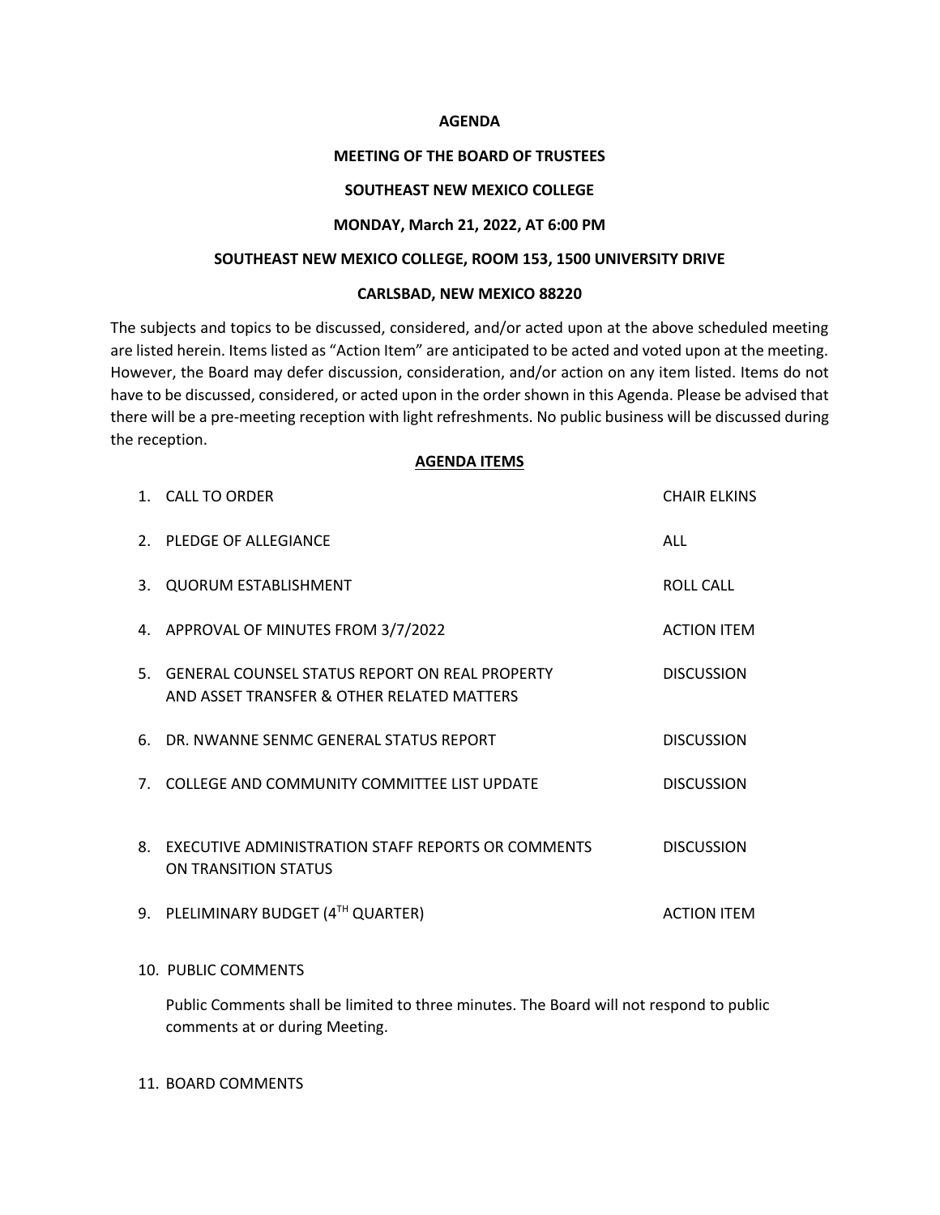**AGENDA**

**MEETING OF THE BOARD OF TRUSTEES**

**SOUTHEAST NEW MEXICO COLLEGE**

**MONDAY, March 21, 2022, AT 6:00 PM**

**SOUTHEAST NEW MEXICO COLLEGE, ROOM 153, 1500 UNIVERSITY DRIVE**

**CARLSBAD, NEW MEXICO 88220**

The subjects and topics to be discussed, considered, and/or acted upon at the above scheduled meeting are listed herein. Items listed as "Action Item" are anticipated to be acted and voted upon at the meeting. However, the Board may defer discussion, consideration, and/or action on any item listed. Items do not have to be discussed, considered, or acted upon in the order shown in this Agenda. Please be advised that there will be a pre-meeting reception with light refreshments. No public business will be discussed during the reception.

**AGENDA ITEMS**

| | |
|---|---|
| 1. CALL TO ORDER | CHAIR ELKINS |
| 2. PLEDGE OF ALLEGIANCE | ALL |
| 3. QUORUM ESTABLISHMENT | ROLL CALL |
| 4. APPROVAL OF MINUTES FROM 3/7/2022 | ACTION ITEM |
| 5. GENERAL COUNSEL STATUS REPORT ON REAL PROPERTY AND ASSET TRANSFER & OTHER RELATED MATTERS | DISCUSSION |
| 6. DR. NWANNE SENMC GENERAL STATUS REPORT | DISCUSSION |
| 7. COLLEGE AND COMMUNITY COMMITTEE LIST UPDATE | DISCUSSION |
| 8. EXECUTIVE ADMINISTRATION STAFF REPORTS OR COMMENTS ON TRANSITION STATUS | DISCUSSION |
| 9. PLELIMINARY BUDGET (4TH QUARTER) | ACTION ITEM |

10. PUBLIC COMMENTS

    Public Comments shall be limited to three minutes. The Board will not respond to public comments at or during Meeting.

11. BOARD COMMENTS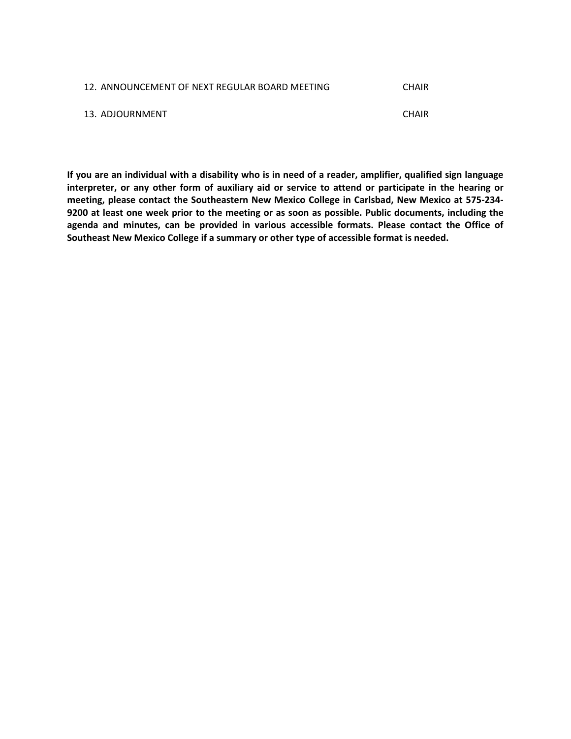12. ANNOUNCEMENT OF NEXT REGULAR BOARD MEETING CHAIR

13. ADJOURNMENT CHAIR

**If you are an individual with a disability who is in need of a reader, amplifier, qualified sign language interpreter, or any other form of auxiliary aid or service to attend or participate in the hearing or meeting, please contact the Southeastern New Mexico College in Carlsbad, New Mexico at 575-234-9200 at least one week prior to the meeting or as soon as possible. Public documents, including the agenda and minutes, can be provided in various accessible formats. Please contact the Office of Southeast New Mexico College if a summary or other type of accessible format is needed.**